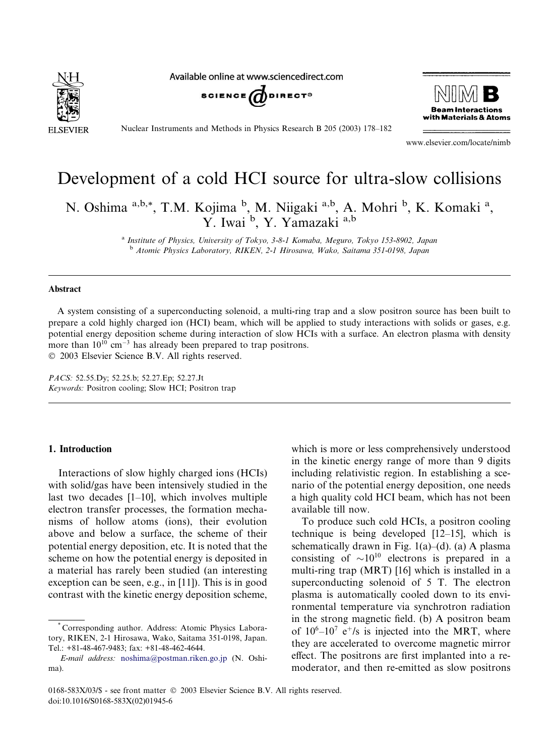# Development of a cold HCI source for ultra-slow collisions

N. Oshima [a,b,*], T.M. Kojima [b], M. Niigaki [a,b], A. Mohri [b], K. Komaki [a], Y. Iwai [b], Y. Yamazaki [a,b]

[a] *Institute of Physics, University of Tokyo, 3-8-1 Komaba, Meguro, Tokyo 153-8902, Japan*
[b] *Atomic Physics Laboratory, RIKEN, 2-1 Hirosawa, Wako, Saitama 351-0198, Japan*

## Abstract

A system consisting of a superconducting solenoid, a multi-ring trap and a slow positron source has been built to prepare a cold highly charged ion (HCI) beam, which will be applied to study interactions with solids or gases, e.g. potential energy deposition scheme during interaction of slow HCIs with a surface. An electron plasma with density more than $10^{10}$ cm$^{-3}$ has already been prepared to trap positrons.

© 2003 Elsevier Science B.V. All rights reserved.

*PACS:* 52.55.Dy; 52.25.b; 52.27.Ep; 52.27.Jt

*Keywords:* Positron cooling; Slow HCI; Positron trap

## 1. Introduction

Interactions of slow highly charged ions (HCIs) with solid/gas have been intensively studied in the last two decades [1–10], which involves multiple electron transfer processes, the formation mechanisms of hollow atoms (ions), their evolution above and below a surface, the scheme of their potential energy deposition, etc. It is noted that the scheme on how the potential energy is deposited in a material has rarely been studied (an interesting exception can be seen, e.g., in [11]). This is in good contrast with the kinetic energy deposition scheme, which is more or less comprehensively understood in the kinetic energy range of more than 9 digits including relativistic region. In establishing a scenario of the potential energy deposition, one needs a high quality cold HCI beam, which has not been available till now.

To produce such cold HCIs, a positron cooling technique is being developed [12–15], which is schematically drawn in Fig. 1(a)–(d). (a) A plasma consisting of $\sim 10^{10}$ electrons is prepared in a multi-ring trap (MRT) [16] which is installed in a superconducting solenoid of 5 T. The electron plasma is automatically cooled down to its environmental temperature via synchrotron radiation in the strong magnetic field. (b) A positron beam of $10^6$–$10^7$ e$^+$/s is injected into the MRT, where they are accelerated to overcome magnetic mirror effect. The positrons are first implanted into a re-moderator, and then re-emitted as slow positrons

---

\* Corresponding author. Address: Atomic Physics Laboratory, RIKEN, 2-1 Hirosawa, Wako, Saitama 351-0198, Japan. Tel.: +81-48-467-9483; fax: +81-48-462-4644.

*E-mail address:* noshima@postman.riken.go.jp (N. Oshima).

0168-583X/03/$ - see front matter © 2003 Elsevier Science B.V. All rights reserved.
doi:10.1016/S0168-583X(02)01945-6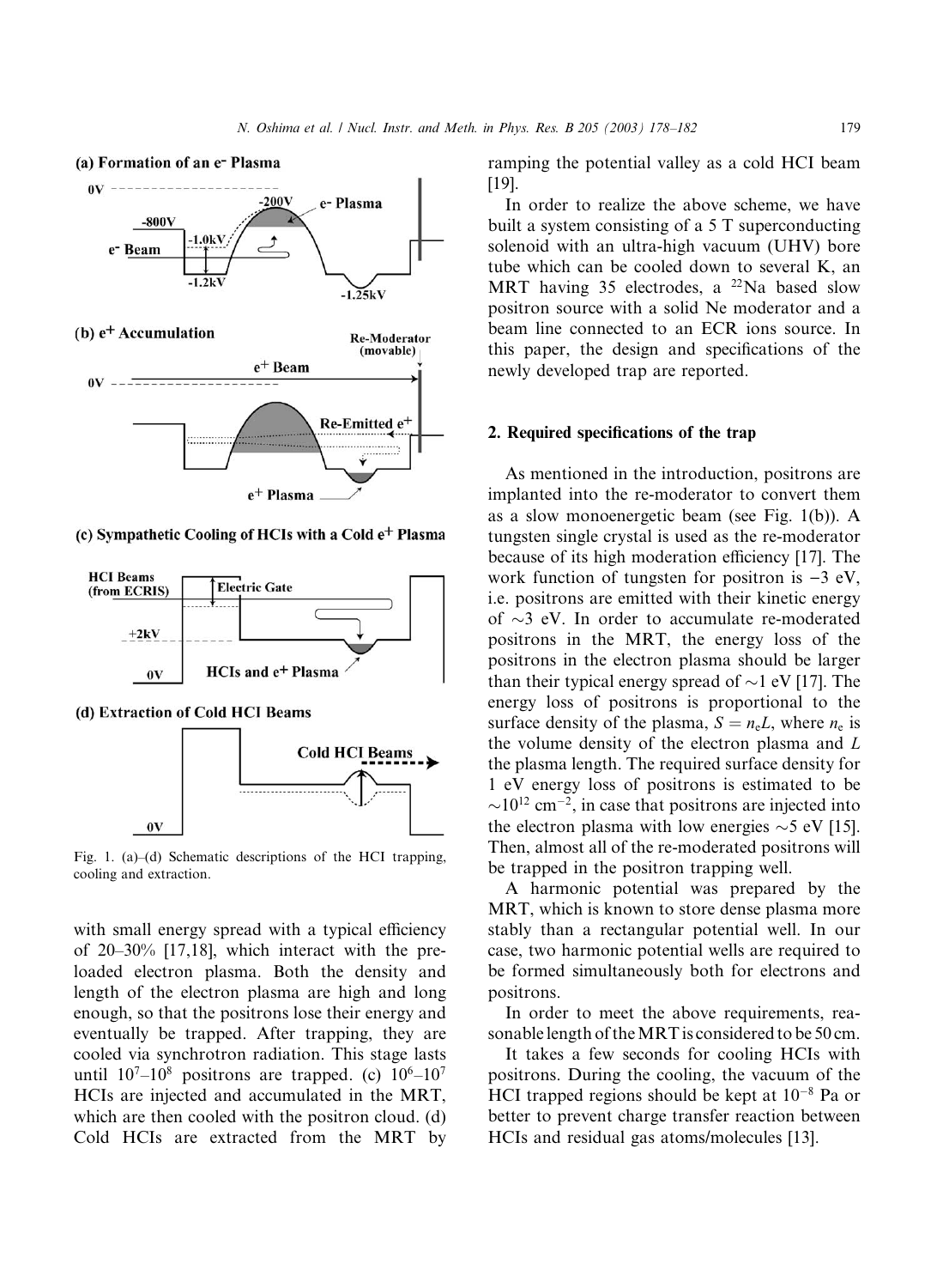Fig. 1. (a)–(d) Schematic descriptions of the HCI trapping, cooling and extraction.

with small energy spread with a typical efficiency of 20–30% [17,18], which interact with the pre-loaded electron plasma. Both the density and length of the electron plasma are high and long enough, so that the positrons lose their energy and eventually be trapped. After trapping, they are cooled via synchrotron radiation. This stage lasts until $10^7$–$10^8$ positrons are trapped. (c) $10^6$–$10^7$ HCIs are injected and accumulated in the MRT, which are then cooled with the positron cloud. (d) Cold HCIs are extracted from the MRT by ramping the potential valley as a cold HCI beam [19].

In order to realize the above scheme, we have built a system consisting of a 5 T superconducting solenoid with an ultra-high vacuum (UHV) bore tube which can be cooled down to several K, an MRT having 35 electrodes, a $^{22}$Na based slow positron source with a solid Ne moderator and a beam line connected to an ECR ions source. In this paper, the design and specifications of the newly developed trap are reported.

## 2. Required specifications of the trap

As mentioned in the introduction, positrons are implanted into the re-moderator to convert them as a slow monoenergetic beam (see Fig. 1(b)). A tungsten single crystal is used as the re-moderator because of its high moderation efficiency [17]. The work function of tungsten for positron is −3 eV, i.e. positrons are emitted with their kinetic energy of ~3 eV. In order to accumulate re-moderated positrons in the MRT, the energy loss of the positrons in the electron plasma should be larger than their typical energy spread of ~1 eV [17]. The energy loss of positrons is proportional to the surface density of the plasma, $S = n_e L$, where $n_e$ is the volume density of the electron plasma and $L$ the plasma length. The required surface density for 1 eV energy loss of positrons is estimated to be $\sim 10^{12}$ cm$^{-2}$, in case that positrons are injected into the electron plasma with low energies ~5 eV [15]. Then, almost all of the re-moderated positrons will be trapped in the positron trapping well.

A harmonic potential was prepared by the MRT, which is known to store dense plasma more stably than a rectangular potential well. In our case, two harmonic potential wells are required to be formed simultaneously both for electrons and positrons.

In order to meet the above requirements, reasonable length of the MRT is considered to be 50 cm.

It takes a few seconds for cooling HCIs with positrons. During the cooling, the vacuum of the HCI trapped regions should be kept at $10^{-8}$ Pa or better to prevent charge transfer reaction between HCIs and residual gas atoms/molecules [13].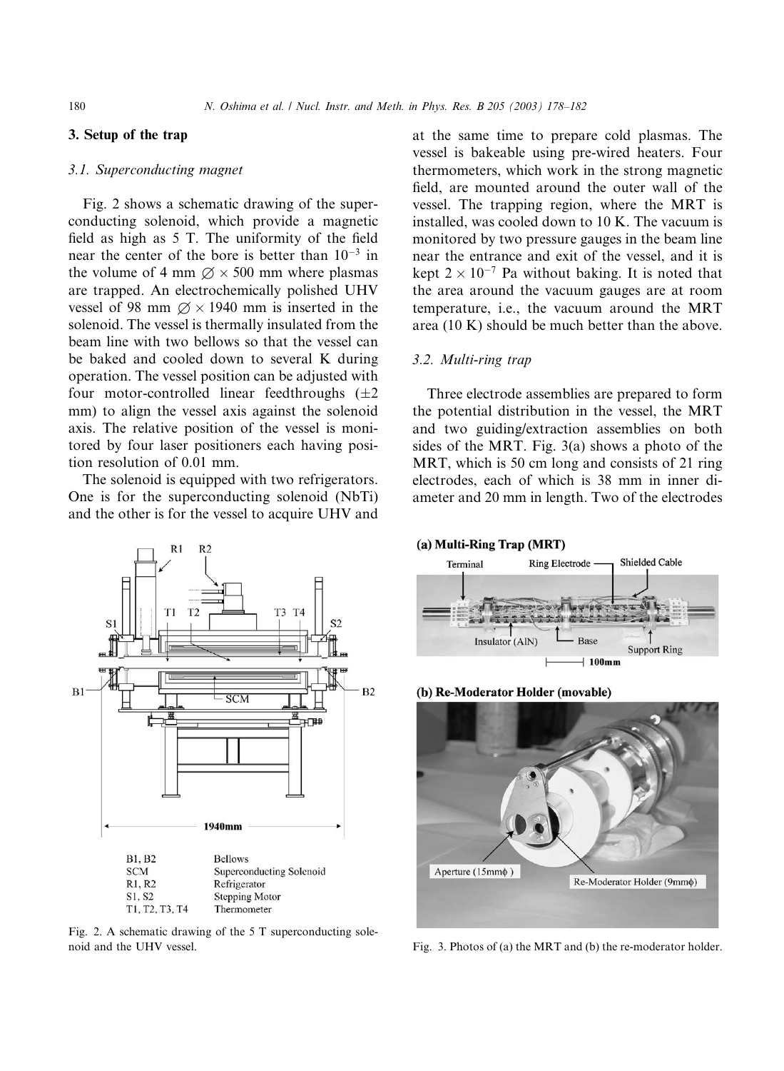## 3. Setup of the trap

### 3.1. Superconducting magnet

Fig. 2 shows a schematic drawing of the superconducting solenoid, which provide a magnetic field as high as 5 T. The uniformity of the field near the center of the bore is better than $10^{-3}$ in the volume of 4 mm $\varnothing \times$ 500 mm where plasmas are trapped. An electrochemically polished UHV vessel of 98 mm $\varnothing \times$ 1940 mm is inserted in the solenoid. The vessel is thermally insulated from the beam line with two bellows so that the vessel can be baked and cooled down to several K during operation. The vessel position can be adjusted with four motor-controlled linear feedthroughs ($\pm 2$ mm) to align the vessel axis against the solenoid axis. The relative position of the vessel is monitored by four laser positioners each having position resolution of 0.01 mm.

The solenoid is equipped with two refrigerators. One is for the superconducting solenoid (NbTi) and the other is for the vessel to acquire UHV and at the same time to prepare cold plasmas. The vessel is bakeable using pre-wired heaters. Four thermometers, which work in the strong magnetic field, are mounted around the outer wall of the vessel. The trapping region, where the MRT is installed, was cooled down to 10 K. The vacuum is monitored by two pressure gauges in the beam line near the entrance and exit of the vessel, and it is kept $2 \times 10^{-7}$ Pa without baking. It is noted that the area around the vacuum gauges are at room temperature, i.e., the vacuum around the MRT area (10 K) should be much better than the above.

Fig. 2. A schematic drawing of the 5 T superconducting solenoid and the UHV vessel.

### 3.2. Multi-ring trap

Three electrode assemblies are prepared to form the potential distribution in the vessel, the MRT and two guiding/extraction assemblies on both sides of the MRT. Fig. 3(a) shows a photo of the MRT, which is 50 cm long and consists of 21 ring electrodes, each of which is 38 mm in inner diameter and 20 mm in length. Two of the electrodes

Fig. 3. Photos of (a) the MRT and (b) the re-moderator holder.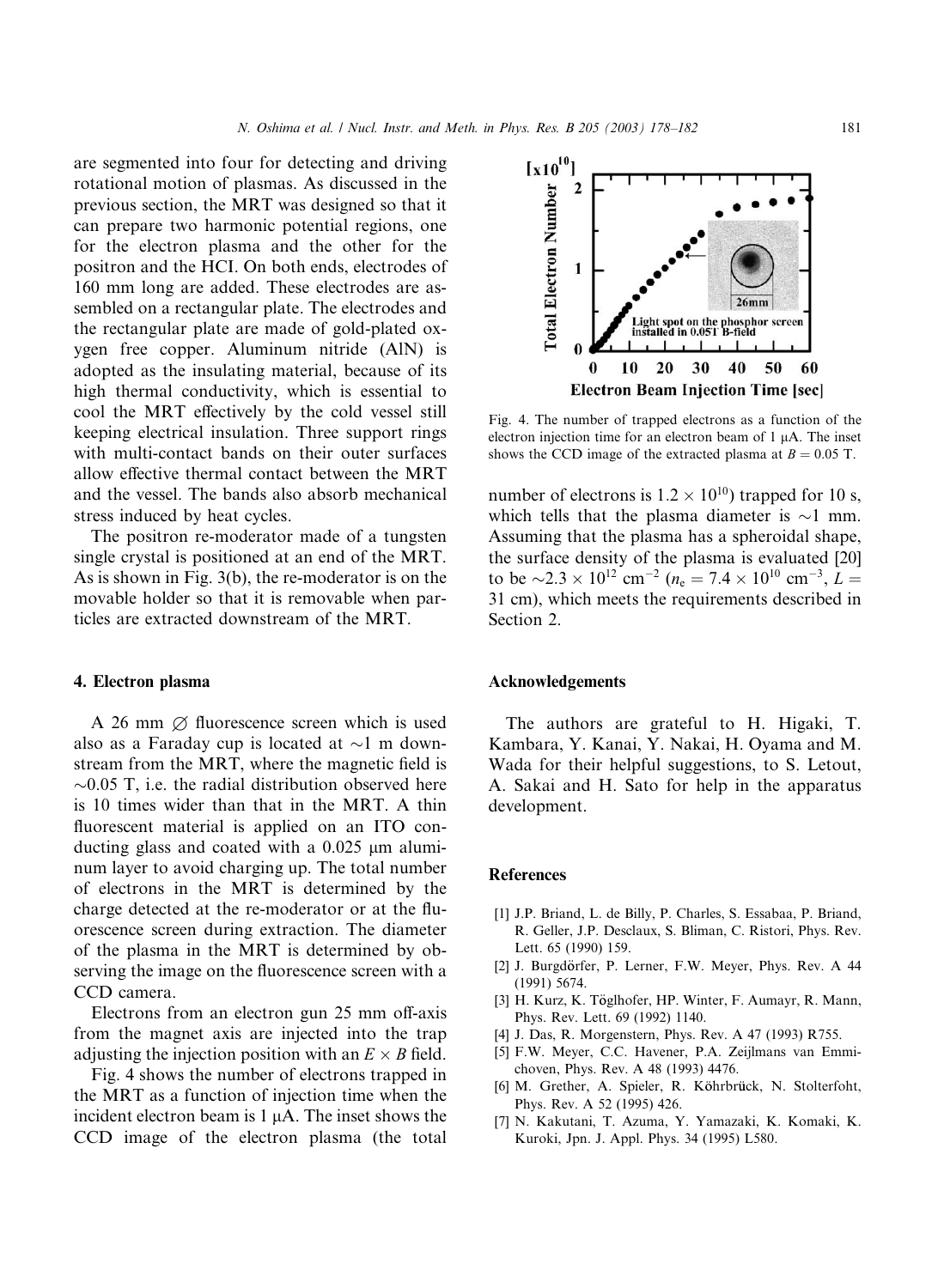are segmented into four for detecting and driving rotational motion of plasmas. As discussed in the previous section, the MRT was designed so that it can prepare two harmonic potential regions, one for the electron plasma and the other for the positron and the HCI. On both ends, electrodes of 160 mm long are added. These electrodes are assembled on a rectangular plate. The electrodes and the rectangular plate are made of gold-plated oxygen free copper. Aluminum nitride (AlN) is adopted as the insulating material, because of its high thermal conductivity, which is essential to cool the MRT effectively by the cold vessel still keeping electrical insulation. Three support rings with multi-contact bands on their outer surfaces allow effective thermal contact between the MRT and the vessel. The bands also absorb mechanical stress induced by heat cycles.

The positron re-moderator made of a tungsten single crystal is positioned at an end of the MRT. As is shown in Fig. 3(b), the re-moderator is on the movable holder so that it is removable when particles are extracted downstream of the MRT.

## 4. Electron plasma

A 26 mm ∅ fluorescence screen which is used also as a Faraday cup is located at ~1 m downstream from the MRT, where the magnetic field is ~0.05 T, i.e. the radial distribution observed here is 10 times wider than that in the MRT. A thin fluorescent material is applied on an ITO conducting glass and coated with a 0.025 μm aluminum layer to avoid charging up. The total number of electrons in the MRT is determined by the charge detected at the re-moderator or at the fluorescence screen during extraction. The diameter of the plasma in the MRT is determined by observing the image on the fluorescence screen with a CCD camera.

Electrons from an electron gun 25 mm off-axis from the magnet axis are injected into the trap adjusting the injection position with an $E \times B$ field.

Fig. 4 shows the number of electrons trapped in the MRT as a function of injection time when the incident electron beam is 1 μA. The inset shows the CCD image of the electron plasma (the total number of electrons is $1.2 \times 10^{10}$) trapped for 10 s, which tells that the plasma diameter is ~1 mm. Assuming that the plasma has a spheroidal shape, the surface density of the plasma is evaluated [20] to be $\sim 2.3 \times 10^{12}$ cm$^{-2}$ ($n_e = 7.4 \times 10^{10}$ cm$^{-3}$, $L =$ 31 cm), which meets the requirements described in Section 2.

Fig. 4. The number of trapped electrons as a function of the electron injection time for an electron beam of 1 μA. The inset shows the CCD image of the extracted plasma at $B = 0.05$ T.

## Acknowledgements

The authors are grateful to H. Higaki, T. Kambara, Y. Kanai, Y. Nakai, H. Oyama and M. Wada for their helpful suggestions, to S. Letout, A. Sakai and H. Sato for help in the apparatus development.

## References

[1] J.P. Briand, L. de Billy, P. Charles, S. Essabaa, P. Briand, R. Geller, J.P. Desclaux, S. Bliman, C. Ristori, Phys. Rev. Lett. 65 (1990) 159.

[2] J. Burgdörfer, P. Lerner, F.W. Meyer, Phys. Rev. A 44 (1991) 5674.

[3] H. Kurz, K. Töglhofer, HP. Winter, F. Aumayr, R. Mann, Phys. Rev. Lett. 69 (1992) 1140.

[4] J. Das, R. Morgenstern, Phys. Rev. A 47 (1993) R755.

[5] F.W. Meyer, C.C. Havener, P.A. Zeijlmans van Emmichoven, Phys. Rev. A 48 (1993) 4476.

[6] M. Grether, A. Spieler, R. Köhrbrück, N. Stolterfoht, Phys. Rev. A 52 (1995) 426.

[7] N. Kakutani, T. Azuma, Y. Yamazaki, K. Komaki, K. Kuroki, Jpn. J. Appl. Phys. 34 (1995) L580.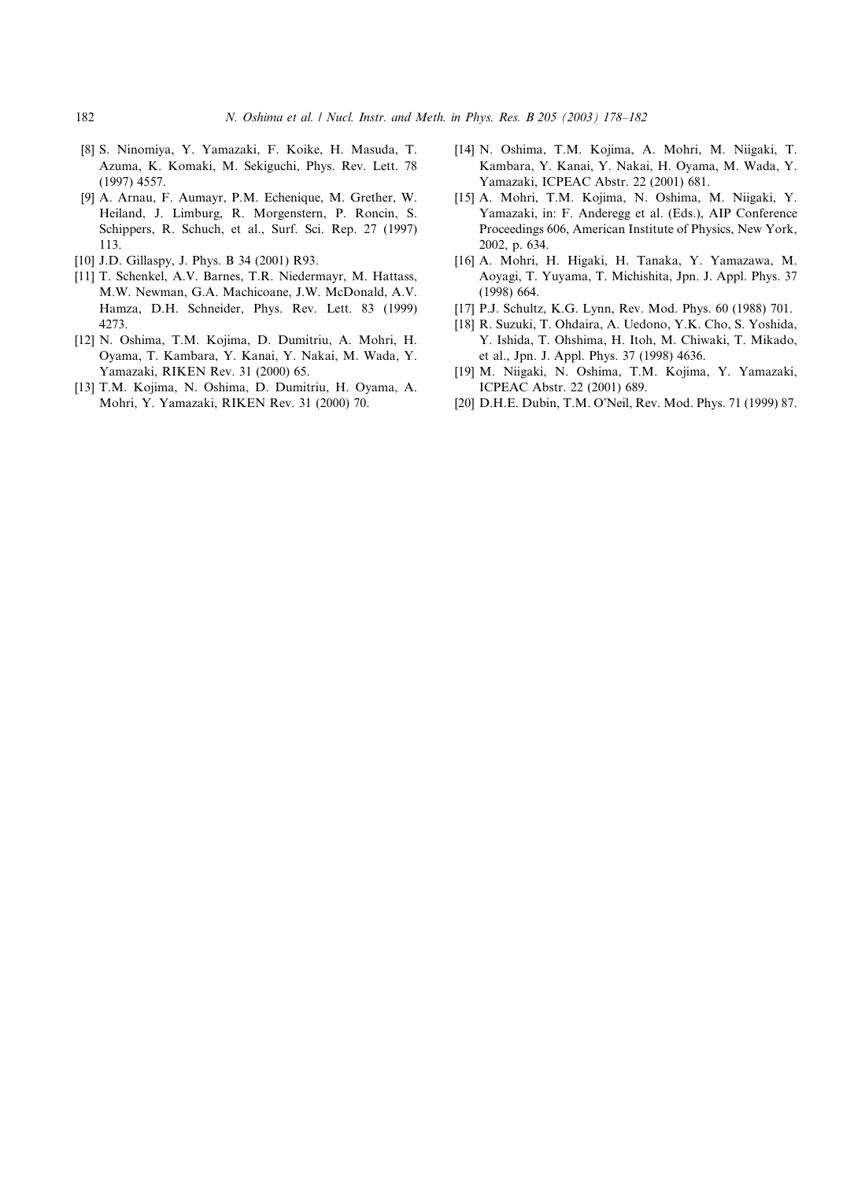[8] S. Ninomiya, Y. Yamazaki, F. Koike, H. Masuda, T. Azuma, K. Komaki, M. Sekiguchi, Phys. Rev. Lett. 78 (1997) 4557.

[9] A. Arnau, F. Aumayr, P.M. Echenique, M. Grether, W. Heiland, J. Limburg, R. Morgenstern, P. Roncin, S. Schippers, R. Schuch, et al., Surf. Sci. Rep. 27 (1997) 113.

[10] J.D. Gillaspy, J. Phys. B 34 (2001) R93.

[11] T. Schenkel, A.V. Barnes, T.R. Niedermayr, M. Hattass, M.W. Newman, G.A. Machicoane, J.W. McDonald, A.V. Hamza, D.H. Schneider, Phys. Rev. Lett. 83 (1999) 4273.

[12] N. Oshima, T.M. Kojima, D. Dumitriu, A. Mohri, H. Oyama, T. Kambara, Y. Kanai, Y. Nakai, M. Wada, Y. Yamazaki, RIKEN Rev. 31 (2000) 65.

[13] T.M. Kojima, N. Oshima, D. Dumitriu, H. Oyama, A. Mohri, Y. Yamazaki, RIKEN Rev. 31 (2000) 70.

[14] N. Oshima, T.M. Kojima, A. Mohri, M. Niigaki, T. Kambara, Y. Kanai, Y. Nakai, H. Oyama, M. Wada, Y. Yamazaki, ICPEAC Abstr. 22 (2001) 681.

[15] A. Mohri, T.M. Kojima, N. Oshima, M. Niigaki, Y. Yamazaki, in: F. Anderegg et al. (Eds.), AIP Conference Proceedings 606, American Institute of Physics, New York, 2002, p. 634.

[16] A. Mohri, H. Higaki, H. Tanaka, Y. Yamazawa, M. Aoyagi, T. Yuyama, T. Michishita, Jpn. J. Appl. Phys. 37 (1998) 664.

[17] P.J. Schultz, K.G. Lynn, Rev. Mod. Phys. 60 (1988) 701.

[18] R. Suzuki, T. Ohdaira, A. Uedono, Y.K. Cho, S. Yoshida, Y. Ishida, T. Ohshima, H. Itoh, M. Chiwaki, T. Mikado, et al., Jpn. J. Appl. Phys. 37 (1998) 4636.

[19] M. Niigaki, N. Oshima, T.M. Kojima, Y. Yamazaki, ICPEAC Abstr. 22 (2001) 689.

[20] D.H.E. Dubin, T.M. O'Neil, Rev. Mod. Phys. 71 (1999) 87.